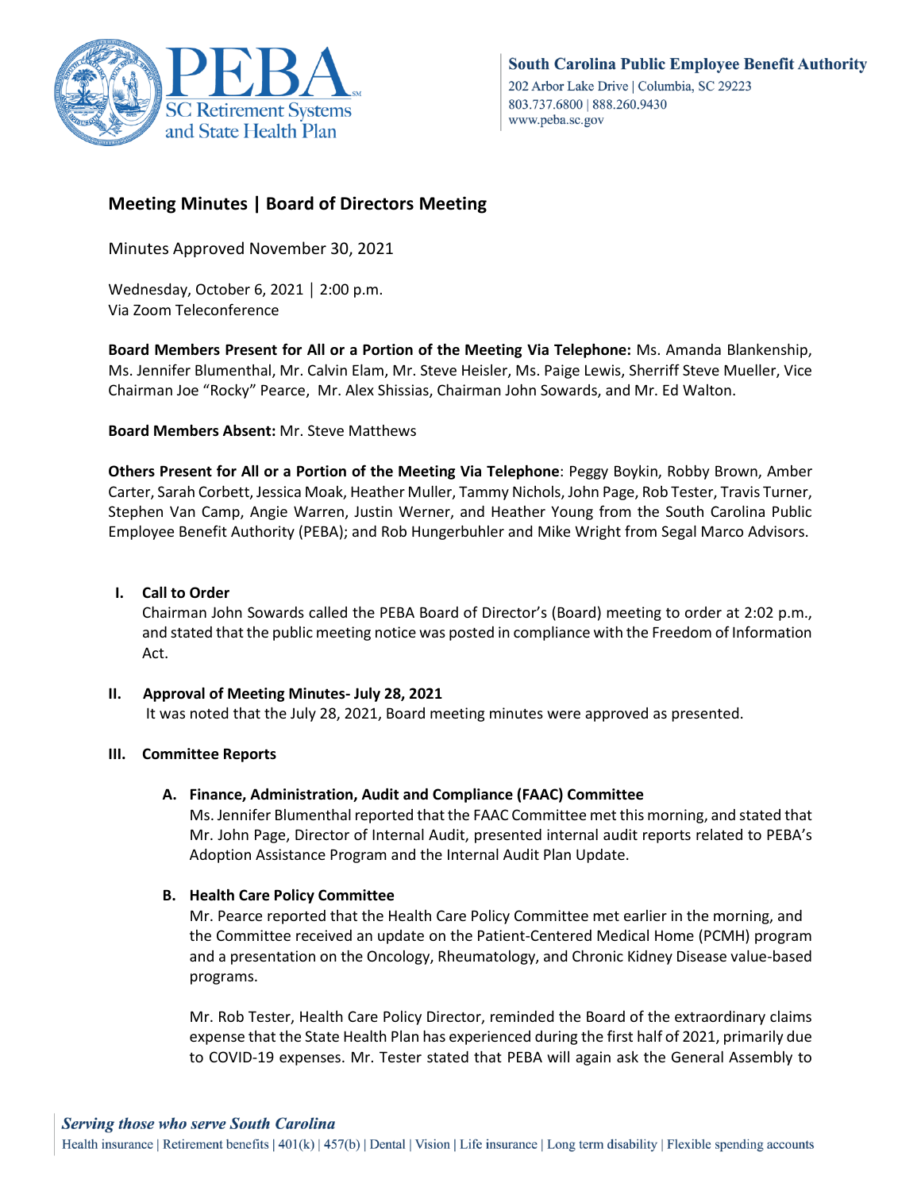# Meeting Minutes | Board of Directors Meeting

Minutes Approved November 30, 2021

Wednesday, October 6, 2021 | 2:00 p.m.
Via Zoom Teleconference

**Board Members Present for All or a Portion of the Meeting Via Telephone:** Ms. Amanda Blankenship, Ms. Jennifer Blumenthal, Mr. Calvin Elam, Mr. Steve Heisler, Ms. Paige Lewis, Sherriff Steve Mueller, Vice Chairman Joe "Rocky" Pearce, Mr. Alex Shissias, Chairman John Sowards, and Mr. Ed Walton.

**Board Members Absent:** Mr. Steve Matthews

**Others Present for All or a Portion of the Meeting Via Telephone**: Peggy Boykin, Robby Brown, Amber Carter, Sarah Corbett, Jessica Moak, Heather Muller, Tammy Nichols, John Page, Rob Tester, Travis Turner, Stephen Van Camp, Angie Warren, Justin Werner, and Heather Young from the South Carolina Public Employee Benefit Authority (PEBA); and Rob Hungerbuhler and Mike Wright from Segal Marco Advisors.

## I. Call to Order

Chairman John Sowards called the PEBA Board of Director's (Board) meeting to order at 2:02 p.m., and stated that the public meeting notice was posted in compliance with the Freedom of Information Act.

## II. Approval of Meeting Minutes- July 28, 2021

It was noted that the July 28, 2021, Board meeting minutes were approved as presented.

## III. Committee Reports

### A. Finance, Administration, Audit and Compliance (FAAC) Committee

Ms. Jennifer Blumenthal reported that the FAAC Committee met this morning, and stated that Mr. John Page, Director of Internal Audit, presented internal audit reports related to PEBA's Adoption Assistance Program and the Internal Audit Plan Update.

### B. Health Care Policy Committee

Mr. Pearce reported that the Health Care Policy Committee met earlier in the morning, and the Committee received an update on the Patient-Centered Medical Home (PCMH) program and a presentation on the Oncology, Rheumatology, and Chronic Kidney Disease value-based programs.

Mr. Rob Tester, Health Care Policy Director, reminded the Board of the extraordinary claims expense that the State Health Plan has experienced during the first half of 2021, primarily due to COVID-19 expenses. Mr. Tester stated that PEBA will again ask the General Assembly to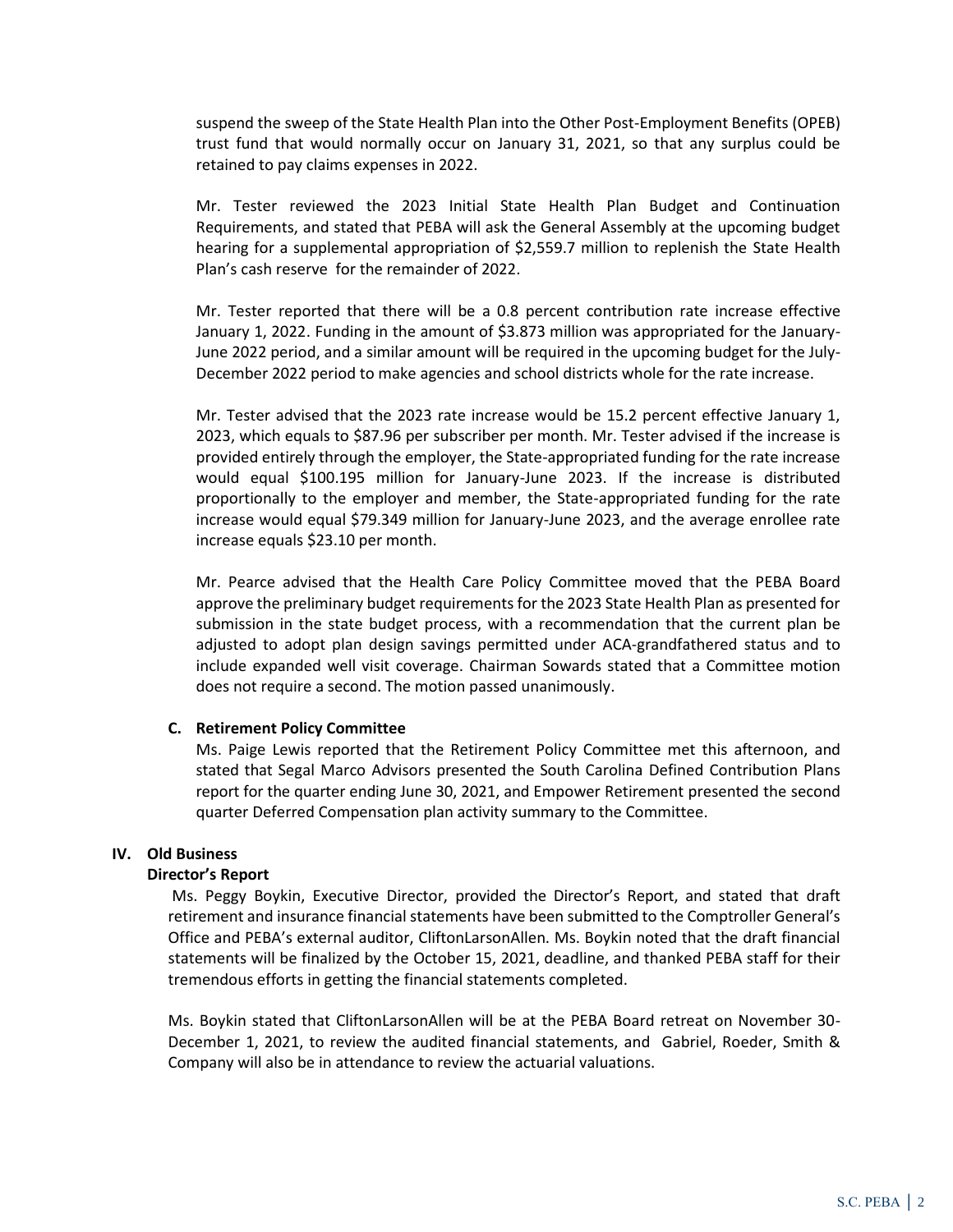suspend the sweep of the State Health Plan into the Other Post-Employment Benefits (OPEB) trust fund that would normally occur on January 31, 2021, so that any surplus could be retained to pay claims expenses in 2022.

Mr. Tester reviewed the 2023 Initial State Health Plan Budget and Continuation Requirements, and stated that PEBA will ask the General Assembly at the upcoming budget hearing for a supplemental appropriation of $2,559.7 million to replenish the State Health Plan's cash reserve for the remainder of 2022.

Mr. Tester reported that there will be a 0.8 percent contribution rate increase effective January 1, 2022. Funding in the amount of $3.873 million was appropriated for the January-June 2022 period, and a similar amount will be required in the upcoming budget for the July-December 2022 period to make agencies and school districts whole for the rate increase.

Mr. Tester advised that the 2023 rate increase would be 15.2 percent effective January 1, 2023, which equals to $87.96 per subscriber per month. Mr. Tester advised if the increase is provided entirely through the employer, the State-appropriated funding for the rate increase would equal $100.195 million for January-June 2023. If the increase is distributed proportionally to the employer and member, the State-appropriated funding for the rate increase would equal $79.349 million for January-June 2023, and the average enrollee rate increase equals $23.10 per month.

Mr. Pearce advised that the Health Care Policy Committee moved that the PEBA Board approve the preliminary budget requirements for the 2023 State Health Plan as presented for submission in the state budget process, with a recommendation that the current plan be adjusted to adopt plan design savings permitted under ACA-grandfathered status and to include expanded well visit coverage. Chairman Sowards stated that a Committee motion does not require a second. The motion passed unanimously.

**C. Retirement Policy Committee**

Ms. Paige Lewis reported that the Retirement Policy Committee met this afternoon, and stated that Segal Marco Advisors presented the South Carolina Defined Contribution Plans report for the quarter ending June 30, 2021, and Empower Retirement presented the second quarter Deferred Compensation plan activity summary to the Committee.

**IV. Old Business**

**Director's Report**

Ms. Peggy Boykin, Executive Director, provided the Director's Report, and stated that draft retirement and insurance financial statements have been submitted to the Comptroller General's Office and PEBA's external auditor, CliftonLarsonAllen. Ms. Boykin noted that the draft financial statements will be finalized by the October 15, 2021, deadline, and thanked PEBA staff for their tremendous efforts in getting the financial statements completed.

Ms. Boykin stated that CliftonLarsonAllen will be at the PEBA Board retreat on November 30-December 1, 2021, to review the audited financial statements, and Gabriel, Roeder, Smith & Company will also be in attendance to review the actuarial valuations.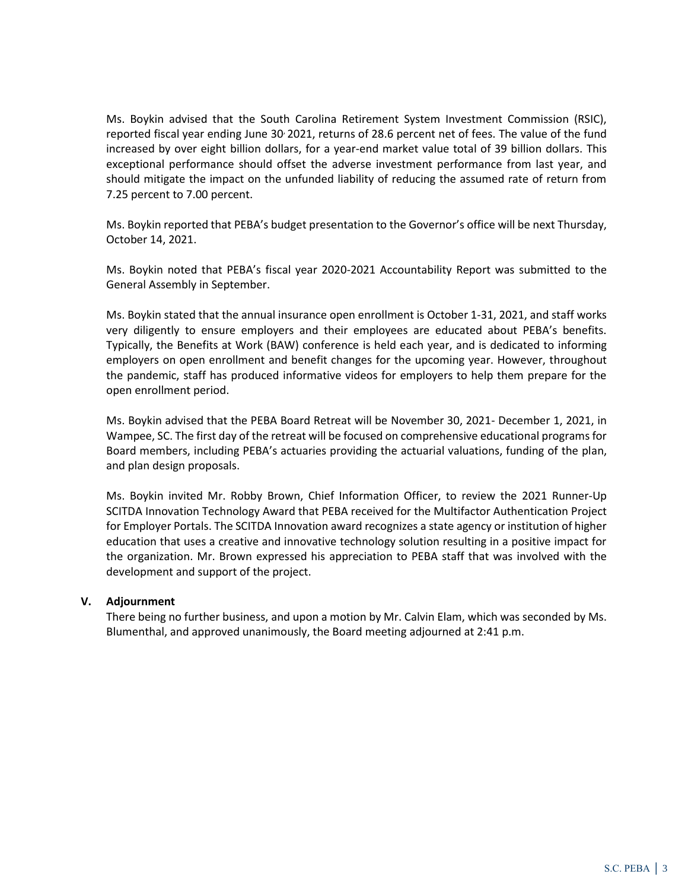Ms. Boykin advised that the South Carolina Retirement System Investment Commission (RSIC), reported fiscal year ending June 30, 2021, returns of 28.6 percent net of fees. The value of the fund increased by over eight billion dollars, for a year-end market value total of 39 billion dollars. This exceptional performance should offset the adverse investment performance from last year, and should mitigate the impact on the unfunded liability of reducing the assumed rate of return from 7.25 percent to 7.00 percent.

Ms. Boykin reported that PEBA's budget presentation to the Governor's office will be next Thursday, October 14, 2021.

Ms. Boykin noted that PEBA's fiscal year 2020-2021 Accountability Report was submitted to the General Assembly in September.

Ms. Boykin stated that the annual insurance open enrollment is October 1-31, 2021, and staff works very diligently to ensure employers and their employees are educated about PEBA's benefits. Typically, the Benefits at Work (BAW) conference is held each year, and is dedicated to informing employers on open enrollment and benefit changes for the upcoming year. However, throughout the pandemic, staff has produced informative videos for employers to help them prepare for the open enrollment period.

Ms. Boykin advised that the PEBA Board Retreat will be November 30, 2021- December 1, 2021, in Wampee, SC. The first day of the retreat will be focused on comprehensive educational programs for Board members, including PEBA's actuaries providing the actuarial valuations, funding of the plan, and plan design proposals.

Ms. Boykin invited Mr. Robby Brown, Chief Information Officer, to review the 2021 Runner-Up SCITDA Innovation Technology Award that PEBA received for the Multifactor Authentication Project for Employer Portals. The SCITDA Innovation award recognizes a state agency or institution of higher education that uses a creative and innovative technology solution resulting in a positive impact for the organization. Mr. Brown expressed his appreciation to PEBA staff that was involved with the development and support of the project.

## V. Adjournment

There being no further business, and upon a motion by Mr. Calvin Elam, which was seconded by Ms. Blumenthal, and approved unanimously, the Board meeting adjourned at 2:41 p.m.